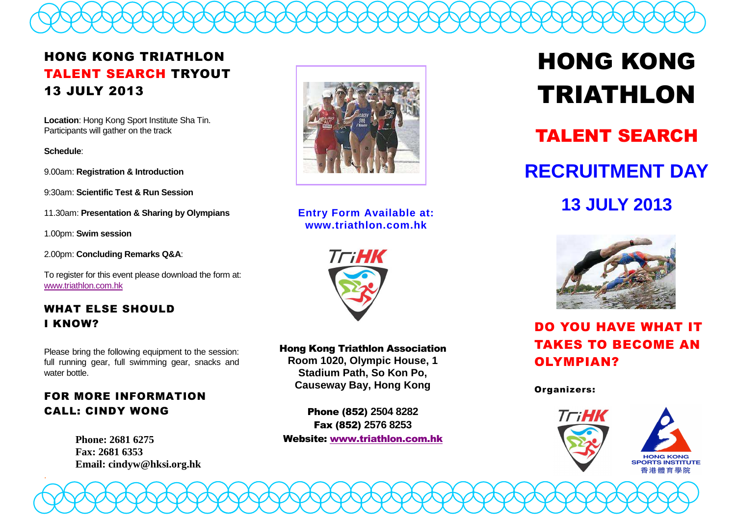## HONG KONG TRIATHLON TALENT SEARCH TRYOUT 13 JULY 2013

**Location**: Hong Kong Sport Institute Sha Tin. Participants will gather on the track

**Schedule**:

9.00am: **Registration & Introduction**

9:30am: **Scientific Test & Run Session**

11.30am: **Presentation & Sharing by Olympians**

1.00pm: **Swim session**

2.00pm: **Concluding Remarks Q&A**:

To register for this event please download the form at: www.triathlon.com.hk

## WHAT ELSE SHOULD I KNOW?

Please bring the following equipment to the session: full running gear, full swimming gear, snacks and water bottle.

## FOR MORE INFORMATION CALL: CINDY WONG

**Phone: 2681 6275**
**Fax: 2681 6353**
**Email: cindyw@hksi.org.hk**

**Entry Form Available at: www.triathlon.com.hk**

TriHK

**Hong Kong Triathlon Association**
**Room 1020, Olympic House, 1 Stadium Path, So Kon Po, Causeway Bay, Hong Kong**

**Phone (852) 2504 8282**
**Fax (852) 2576 8253**
**Website: www.triathlon.com.hk**

# HONG KONG TRIATHLON

## TALENT SEARCH

## RECRUITMENT DAY

## 13 JULY 2013

## DO YOU HAVE WHAT IT TAKES TO BECOME AN OLYMPIAN?

**Organizers:**

TriHK

HONG KONG SPORTS INSTITUTE 香港體育學院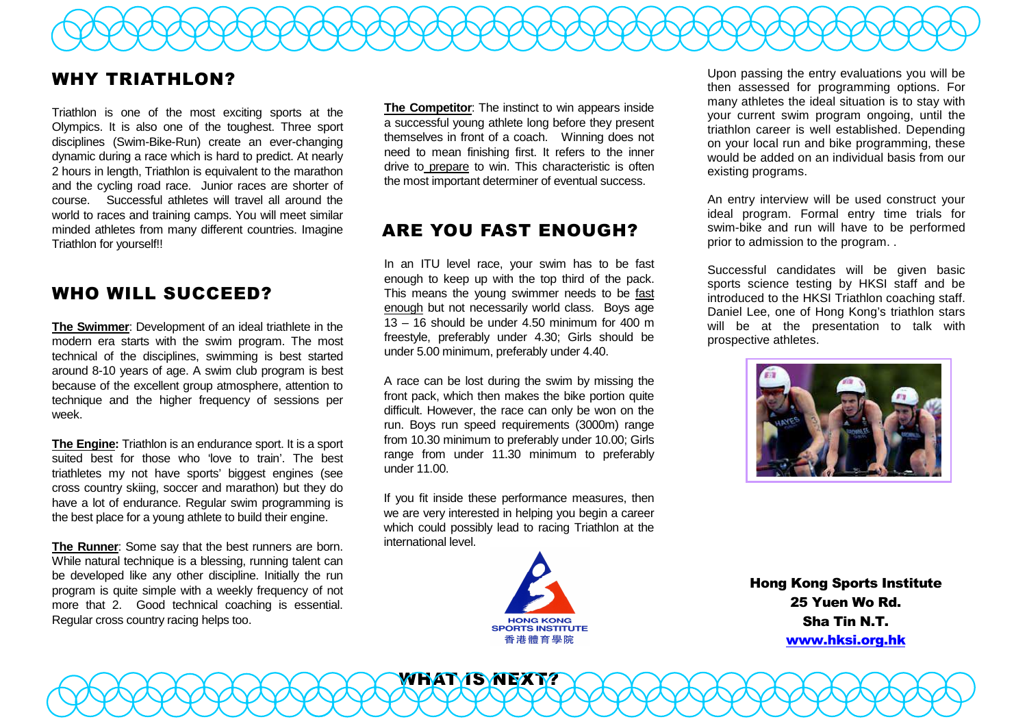## WHY TRIATHLON?

Triathlon is one of the most exciting sports at the Olympics. It is also one of the toughest. Three sport disciplines (Swim-Bike-Run) create an ever-changing dynamic during a race which is hard to predict. At nearly 2 hours in length, Triathlon is equivalent to the marathon and the cycling road race. Junior races are shorter of course. Successful athletes will travel all around the world to races and training camps. You will meet similar minded athletes from many different countries. Imagine Triathlon for yourself!!

## WHO WILL SUCCEED?

**The Swimmer**: Development of an ideal triathlete in the modern era starts with the swim program. The most technical of the disciplines, swimming is best started around 8-10 years of age. A swim club program is best because of the excellent group atmosphere, attention to technique and the higher frequency of sessions per week.

**The Engine:** Triathlon is an endurance sport. It is a sport suited best for those who 'love to train'. The best triathletes my not have sports' biggest engines (see cross country skiing, soccer and marathon) but they do have a lot of endurance. Regular swim programming is the best place for a young athlete to build their engine.

**The Runner**: Some say that the best runners are born. While natural technique is a blessing, running talent can be developed like any other discipline. Initially the run program is quite simple with a weekly frequency of not more that 2. Good technical coaching is essential. Regular cross country racing helps too.

**The Competitor**: The instinct to win appears inside a successful young athlete long before they present themselves in front of a coach. Winning does not need to mean finishing first. It refers to the inner drive to prepare to win. This characteristic is often the most important determiner of eventual success.

## ARE YOU FAST ENOUGH?

In an ITU level race, your swim has to be fast enough to keep up with the top third of the pack. This means the young swimmer needs to be fast enough but not necessarily world class. Boys age 13 – 16 should be under 4.50 minimum for 400 m freestyle, preferably under 4.30; Girls should be under 5.00 minimum, preferably under 4.40.

A race can be lost during the swim by missing the front pack, which then makes the bike portion quite difficult. However, the race can only be won on the run. Boys run speed requirements (3000m) range from 10.30 minimum to preferably under 10.00; Girls range from under 11.30 minimum to preferably under 11.00.

If you fit inside these performance measures, then we are very interested in helping you begin a career which could possibly lead to racing Triathlon at the international level.

HONG KONG SPORTS INSTITUTE
香港體育學院

## WHAT IS NEXT?

Upon passing the entry evaluations you will be then assessed for programming options. For many athletes the ideal situation is to stay with your current swim program ongoing, until the triathlon career is well established. Depending on your local run and bike programming, these would be added on an individual basis from our existing programs.

An entry interview will be used construct your ideal program. Formal entry time trials for swim-bike and run will have to be performed prior to admission to the program. .

Successful candidates will be given basic sports science testing by HKSI staff and be introduced to the HKSI Triathlon coaching staff. Daniel Lee, one of Hong Kong's triathlon stars will be at the presentation to talk with prospective athletes.

**Hong Kong Sports Institute**
**25 Yuen Wo Rd.**
**Sha Tin N.T.**
**www.hksi.org.hk**